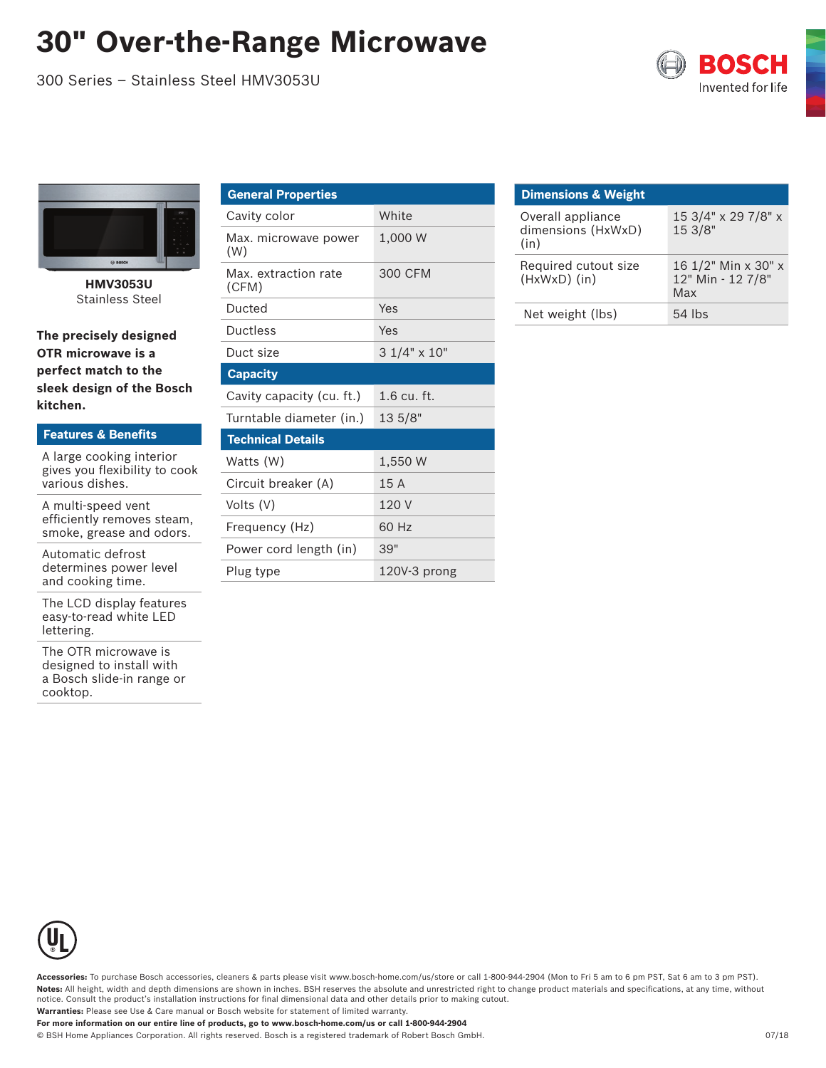# 30" Over-the-Range Microwave

300 Series – Stainless Steel HMV3053U

BOSCH
Invented for life

**HMV3053U**
Stainless Steel

**The precisely designed OTR microwave is a perfect match to the sleek design of the Bosch kitchen.**

| Features & Benefits |
|---|
| A large cooking interior gives you flexibility to cook various dishes. |
| A multi-speed vent efficiently removes steam, smoke, grease and odors. |
| Automatic defrost determines power level and cooking time. |
| The LCD display features easy-to-read white LED lettering. |
| The OTR microwave is designed to install with a Bosch slide-in range or cooktop. |

| General Properties | |
|---|---|
| Cavity color | White |
| Max. microwave power (W) | 1,000 W |
| Max. extraction rate (CFM) | 300 CFM |
| Ducted | Yes |
| Ductless | Yes |
| Duct size | 3 1/4" x 10" |
| **Capacity** | |
| Cavity capacity (cu. ft.) | 1.6 cu. ft. |
| Turntable diameter (in.) | 13 5/8" |
| **Technical Details** | |
| Watts (W) | 1,550 W |
| Circuit breaker (A) | 15 A |
| Volts (V) | 120 V |
| Frequency (Hz) | 60 Hz |
| Power cord length (in) | 39" |
| Plug type | 120V-3 prong |

| Dimensions & Weight | |
|---|---|
| Overall appliance dimensions (HxWxD) (in) | 15 3/4" x 29 7/8" x 15 3/8" |
| Required cutout size (HxWxD) (in) | 16 1/2" Min x 30" x 12" Min - 12 7/8" Max |
| Net weight (lbs) | 54 lbs |

**Accessories:** To purchase Bosch accessories, cleaners & parts please visit www.bosch-home.com/us/store or call 1-800-944-2904 (Mon to Fri 5 am to 6 pm PST, Sat 6 am to 3 pm PST).

**Notes:** All height, width and depth dimensions are shown in inches. BSH reserves the absolute and unrestricted right to change product materials and specifications, at any time, without notice. Consult the product's installation instructions for final dimensional data and other details prior to making cutout.

**Warranties:** Please see Use & Care manual or Bosch website for statement of limited warranty.

**For more information on our entire line of products, go to www.bosch-home.com/us or call 1-800-944-2904**

© BSH Home Appliances Corporation. All rights reserved. Bosch is a registered trademark of Robert Bosch GmbH.

07/18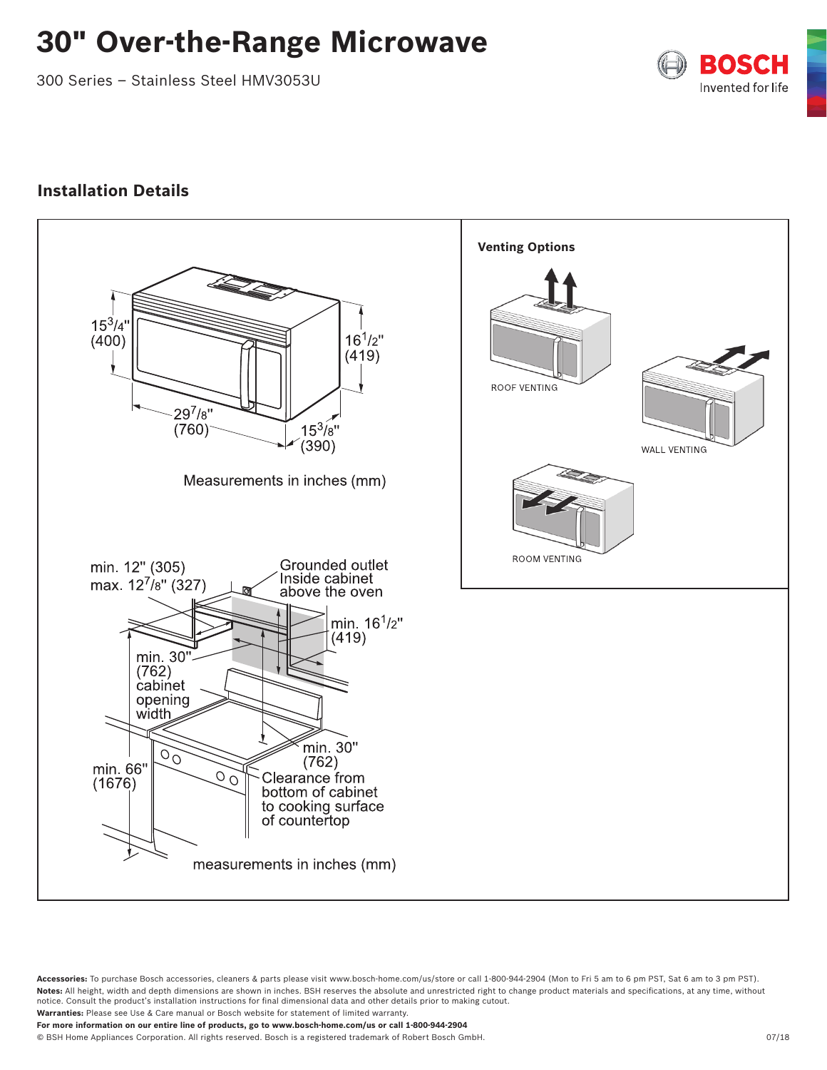# 30" Over-the-Range Microwave

300 Series – Stainless Steel HMV3053U

BOSCH
Invented for life

## Installation Details

15 3/4"
(400)

16 1/2"
(419)

29 7/8"
(760)

15 3/8"
(390)

Measurements in inches (mm)

**Venting Options**

ROOF VENTING

WALL VENTING

ROOM VENTING

min. 12" (305)
max. 12 7/8" (327)

Grounded outlet
Inside cabinet
above the oven

min. 16 1/2"
(419)

min. 30"
(762)
cabinet
opening
width

min. 66"
(1676)

min. 30"
(762)
Clearance from
bottom of cabinet
to cooking surface
of countertop

measurements in inches (mm)

**Accessories:** To purchase Bosch accessories, cleaners & parts please visit www.bosch-home.com/us/store or call 1-800-944-2904 (Mon to Fri 5 am to 6 pm PST, Sat 6 am to 3 pm PST).

**Notes:** All height, width and depth dimensions are shown in inches. BSH reserves the absolute and unrestricted right to change product materials and specifications, at any time, without notice. Consult the product's installation instructions for final dimensional data and other details prior to making cutout.

**Warranties:** Please see Use & Care manual or Bosch website for statement of limited warranty.

**For more information on our entire line of products, go to www.bosch-home.com/us or call 1-800-944-2904**

© BSH Home Appliances Corporation. All rights reserved. Bosch is a registered trademark of Robert Bosch GmbH.

07/18